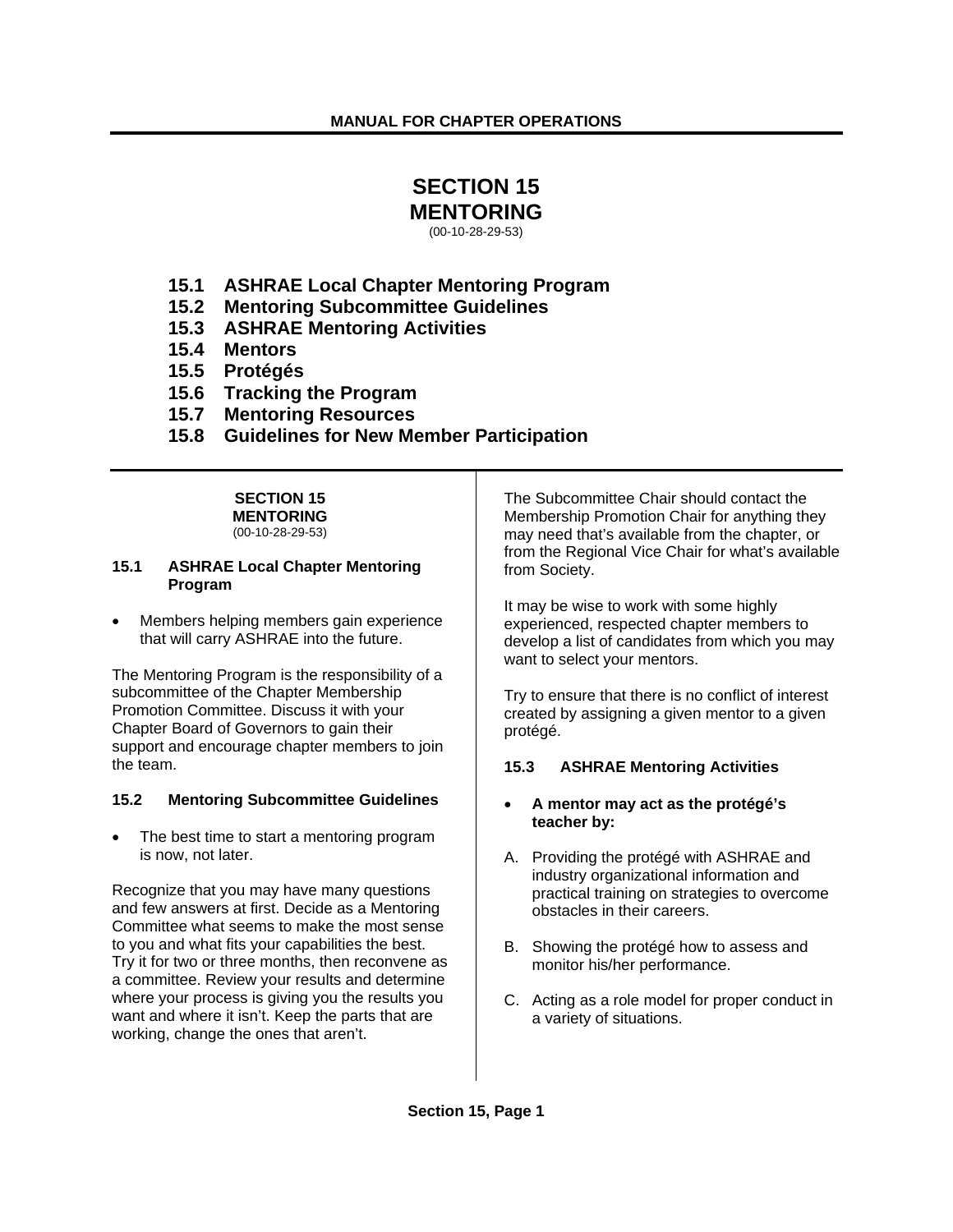# SECTION 15
# MENTORING

(00-10-28-29-53)

**15.1 ASHRAE Local Chapter Mentoring Program**
**15.2 Mentoring Subcommittee Guidelines**
**15.3 ASHRAE Mentoring Activities**
**15.4 Mentors**
**15.5 Protégés**
**15.6 Tracking the Program**
**15.7 Mentoring Resources**
**15.8 Guidelines for New Member Participation**

## SECTION 15 MENTORING

(00-10-28-29-53)

### 15.1 ASHRAE Local Chapter Mentoring Program

- Members helping members gain experience that will carry ASHRAE into the future.

The Mentoring Program is the responsibility of a subcommittee of the Chapter Membership Promotion Committee. Discuss it with your Chapter Board of Governors to gain their support and encourage chapter members to join the team.

### 15.2 Mentoring Subcommittee Guidelines

- The best time to start a mentoring program is now, not later.

Recognize that you may have many questions and few answers at first. Decide as a Mentoring Committee what seems to make the most sense to you and what fits your capabilities the best. Try it for two or three months, then reconvene as a committee. Review your results and determine where your process is giving you the results you want and where it isn't. Keep the parts that are working, change the ones that aren't.

The Subcommittee Chair should contact the Membership Promotion Chair for anything they may need that's available from the chapter, or from the Regional Vice Chair for what's available from Society.

It may be wise to work with some highly experienced, respected chapter members to develop a list of candidates from which you may want to select your mentors.

Try to ensure that there is no conflict of interest created by assigning a given mentor to a given protégé.

### 15.3 ASHRAE Mentoring Activities

- **A mentor may act as the protégé's teacher by:**

A. Providing the protégé with ASHRAE and industry organizational information and practical training on strategies to overcome obstacles in their careers.

B. Showing the protégé how to assess and monitor his/her performance.

C. Acting as a role model for proper conduct in a variety of situations.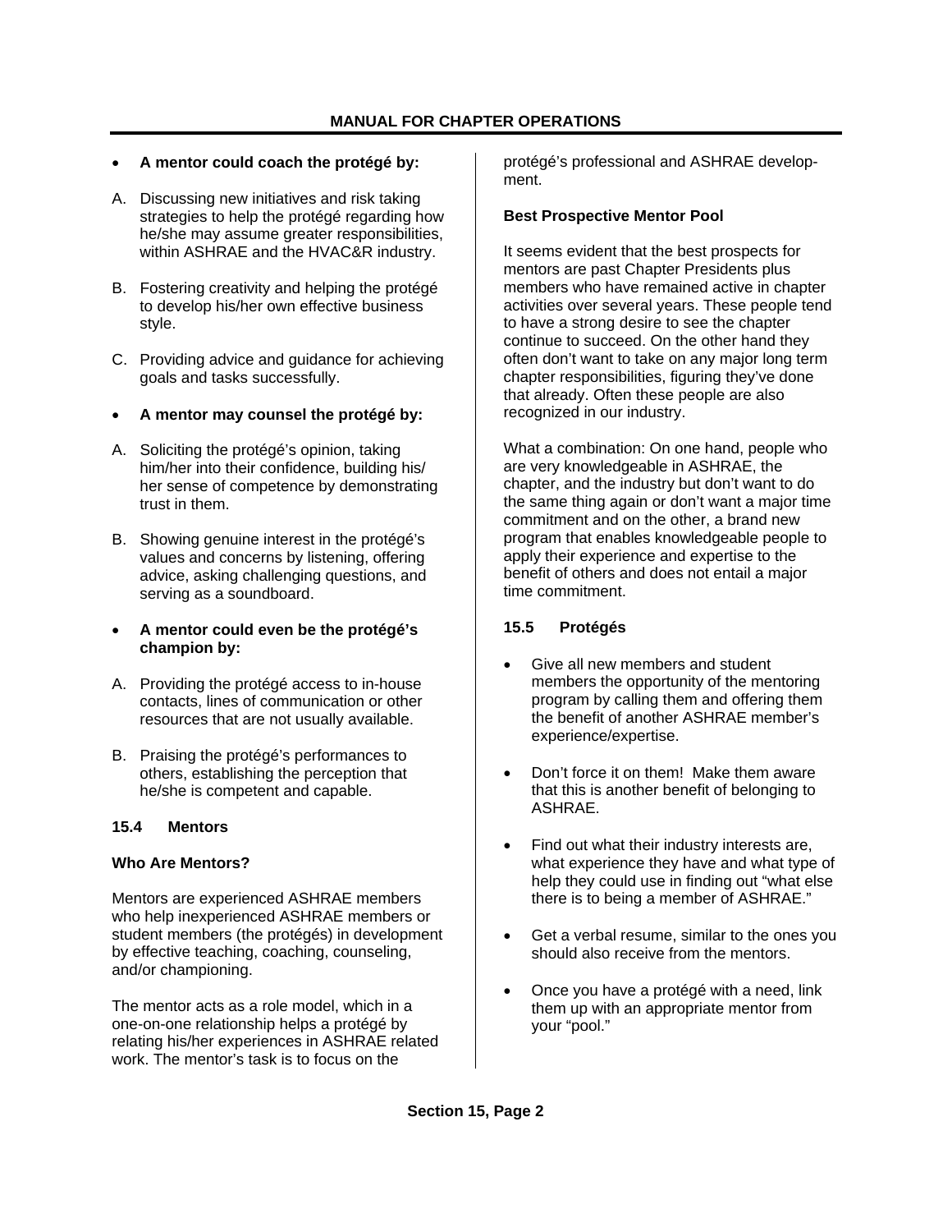- **A mentor could coach the protégé by:**

A. Discussing new initiatives and risk taking strategies to help the protégé regarding how he/she may assume greater responsibilities, within ASHRAE and the HVAC&R industry.

B. Fostering creativity and helping the protégé to develop his/her own effective business style.

C. Providing advice and guidance for achieving goals and tasks successfully.

- **A mentor may counsel the protégé by:**

A. Soliciting the protégé's opinion, taking him/her into their confidence, building his/her sense of competence by demonstrating trust in them.

B. Showing genuine interest in the protégé's values and concerns by listening, offering advice, asking challenging questions, and serving as a soundboard.

- **A mentor could even be the protégé's champion by:**

A. Providing the protégé access to in-house contacts, lines of communication or other resources that are not usually available.

B. Praising the protégé's performances to others, establishing the perception that he/she is competent and capable.

### 15.4 Mentors

**Who Are Mentors?**

Mentors are experienced ASHRAE members who help inexperienced ASHRAE members or student members (the protégés) in development by effective teaching, coaching, counseling, and/or championing.

The mentor acts as a role model, which in a one-on-one relationship helps a protégé by relating his/her experiences in ASHRAE related work. The mentor's task is to focus on the protégé's professional and ASHRAE development.

**Best Prospective Mentor Pool**

It seems evident that the best prospects for mentors are past Chapter Presidents plus members who have remained active in chapter activities over several years. These people tend to have a strong desire to see the chapter continue to succeed. On the other hand they often don't want to take on any major long term chapter responsibilities, figuring they've done that already. Often these people are also recognized in our industry.

What a combination: On one hand, people who are very knowledgeable in ASHRAE, the chapter, and the industry but don't want to do the same thing again or don't want a major time commitment and on the other, a brand new program that enables knowledgeable people to apply their experience and expertise to the benefit of others and does not entail a major time commitment.

### 15.5 Protégés

- Give all new members and student members the opportunity of the mentoring program by calling them and offering them the benefit of another ASHRAE member's experience/expertise.
- Don't force it on them! Make them aware that this is another benefit of belonging to ASHRAE.
- Find out what their industry interests are, what experience they have and what type of help they could use in finding out "what else there is to being a member of ASHRAE."
- Get a verbal resume, similar to the ones you should also receive from the mentors.
- Once you have a protégé with a need, link them up with an appropriate mentor from your "pool."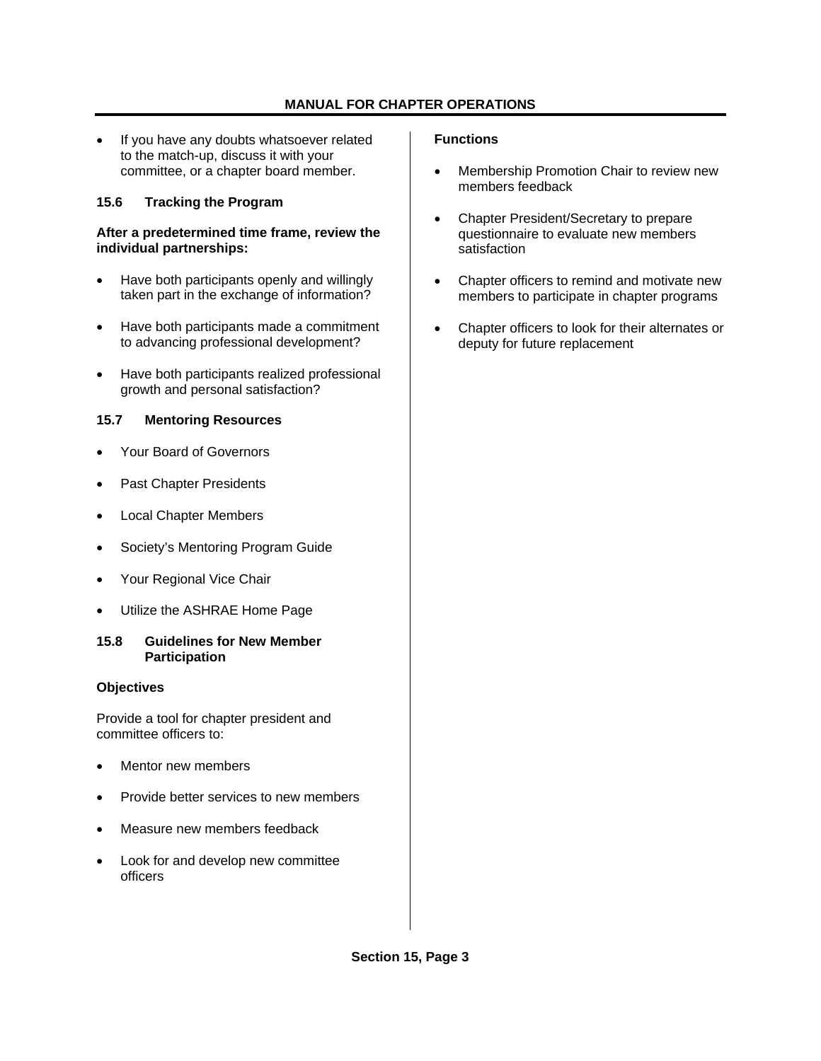- If you have any doubts whatsoever related to the match-up, discuss it with your committee, or a chapter board member.

### 15.6 Tracking the Program

**After a predetermined time frame, review the individual partnerships:**

- Have both participants openly and willingly taken part in the exchange of information?
- Have both participants made a commitment to advancing professional development?
- Have both participants realized professional growth and personal satisfaction?

### 15.7 Mentoring Resources

- Your Board of Governors
- Past Chapter Presidents
- Local Chapter Members
- Society's Mentoring Program Guide
- Your Regional Vice Chair
- Utilize the ASHRAE Home Page

### 15.8 Guidelines for New Member Participation

**Objectives**

Provide a tool for chapter president and committee officers to:

- Mentor new members
- Provide better services to new members
- Measure new members feedback
- Look for and develop new committee officers

**Functions**

- Membership Promotion Chair to review new members feedback
- Chapter President/Secretary to prepare questionnaire to evaluate new members satisfaction
- Chapter officers to remind and motivate new members to participate in chapter programs
- Chapter officers to look for their alternates or deputy for future replacement